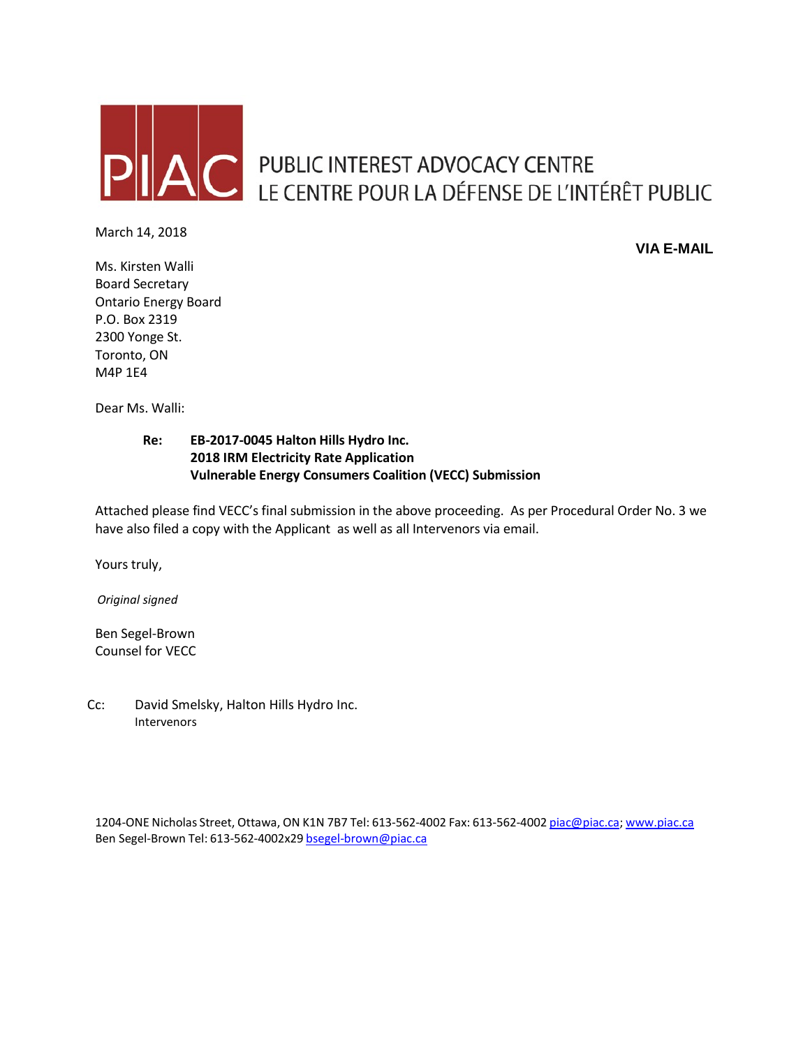PIAC

PUBLIC INTEREST ADVOCACY CENTRE
LE CENTRE POUR LA DÉFENSE DE L'INTÉRÊT PUBLIC

March 14, 2018

**VIA E-MAIL**

Ms. Kirsten Walli
Board Secretary
Ontario Energy Board
P.O. Box 2319
2300 Yonge St.
Toronto, ON
M4P 1E4

Dear Ms. Walli:

**Re: EB-2017-0045 Halton Hills Hydro Inc.**
**2018 IRM Electricity Rate Application**
**Vulnerable Energy Consumers Coalition (VECC) Submission**

Attached please find VECC's final submission in the above proceeding. As per Procedural Order No. 3 we have also filed a copy with the Applicant as well as all Intervenors via email.

Yours truly,

*Original signed*

Ben Segel-Brown
Counsel for VECC

Cc: David Smelsky, Halton Hills Hydro Inc.
Intervenors

1204-ONE Nicholas Street, Ottawa, ON K1N 7B7 Tel: 613-562-4002 Fax: 613-562-4002 piac@piac.ca; www.piac.ca
Ben Segel-Brown Tel: 613-562-4002x29 bsegel-brown@piac.ca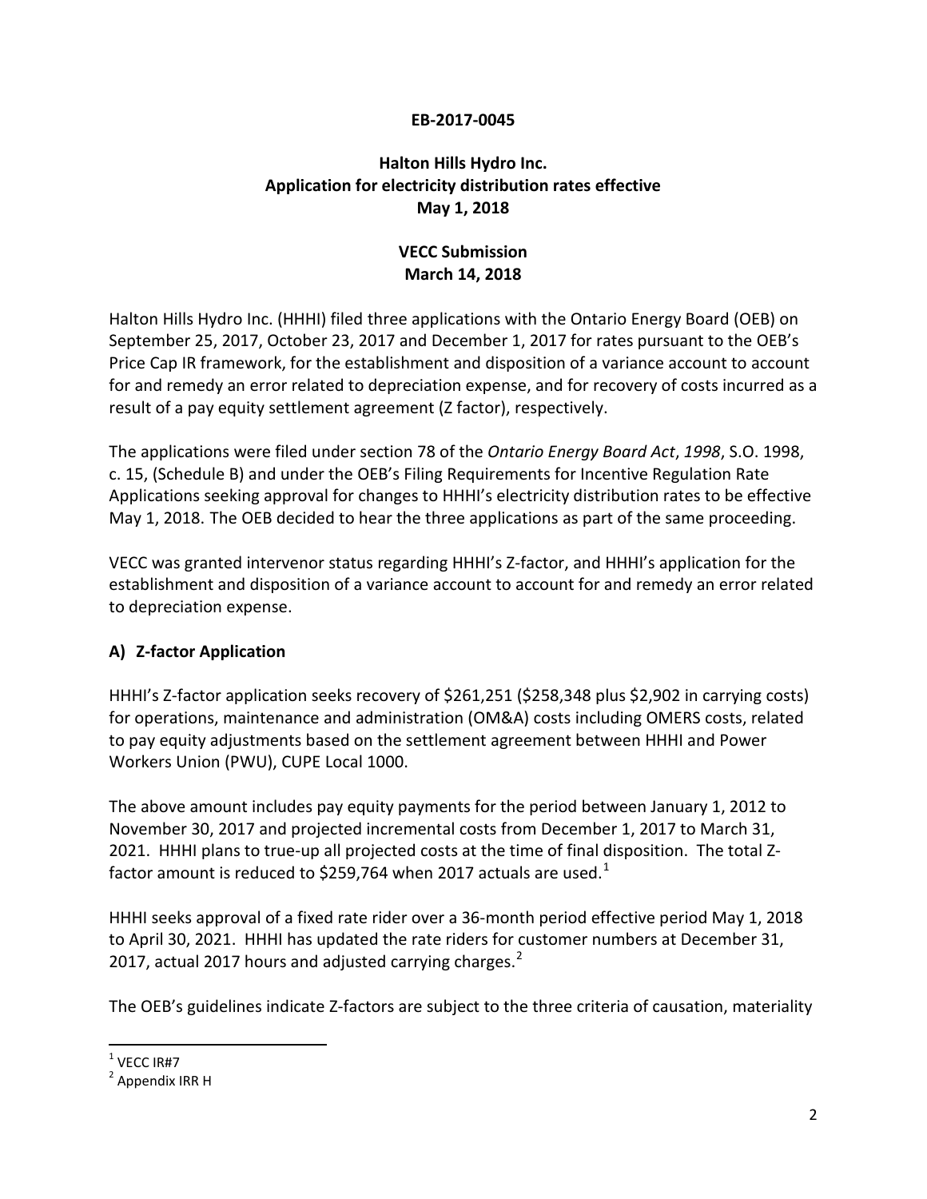**EB-2017-0045**

**Halton Hills Hydro Inc.**
**Application for electricity distribution rates effective May 1, 2018**

**VECC Submission**
**March 14, 2018**

Halton Hills Hydro Inc. (HHHI) filed three applications with the Ontario Energy Board (OEB) on September 25, 2017, October 23, 2017 and December 1, 2017 for rates pursuant to the OEB's Price Cap IR framework, for the establishment and disposition of a variance account to account for and remedy an error related to depreciation expense, and for recovery of costs incurred as a result of a pay equity settlement agreement (Z factor), respectively.

The applications were filed under section 78 of the *Ontario Energy Board Act*, *1998*, S.O. 1998, c. 15, (Schedule B) and under the OEB's Filing Requirements for Incentive Regulation Rate Applications seeking approval for changes to HHHI's electricity distribution rates to be effective May 1, 2018. The OEB decided to hear the three applications as part of the same proceeding.

VECC was granted intervenor status regarding HHHI's Z-factor, and HHHI's application for the establishment and disposition of a variance account to account for and remedy an error related to depreciation expense.

## A) Z-factor Application

HHHI's Z-factor application seeks recovery of $261,251 ($258,348 plus $2,902 in carrying costs) for operations, maintenance and administration (OM&A) costs including OMERS costs, related to pay equity adjustments based on the settlement agreement between HHHI and Power Workers Union (PWU), CUPE Local 1000.

The above amount includes pay equity payments for the period between January 1, 2012 to November 30, 2017 and projected incremental costs from December 1, 2017 to March 31, 2021. HHHI plans to true-up all projected costs at the time of final disposition. The total Z-factor amount is reduced to $259,764 when 2017 actuals are used.[1]

HHHI seeks approval of a fixed rate rider over a 36-month period effective period May 1, 2018 to April 30, 2021. HHHI has updated the rate riders for customer numbers at December 31, 2017, actual 2017 hours and adjusted carrying charges.[2]

The OEB's guidelines indicate Z-factors are subject to the three criteria of causation, materiality

[1] VECC IR#7

[2] Appendix IRR H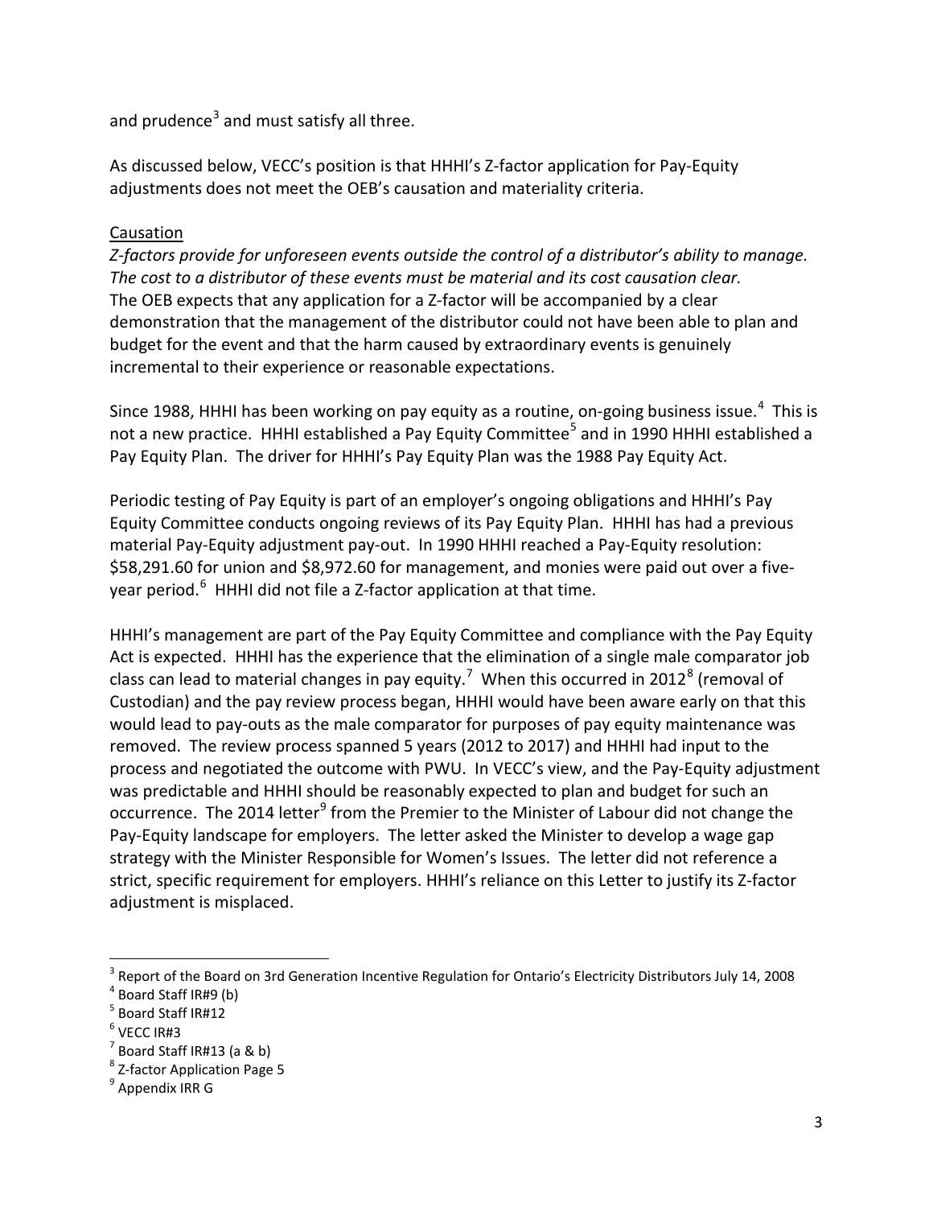and prudence[3] and must satisfy all three.

As discussed below, VECC's position is that HHHI's Z-factor application for Pay-Equity adjustments does not meet the OEB's causation and materiality criteria.

Causation

*Z-factors provide for unforeseen events outside the control of a distributor's ability to manage. The cost to a distributor of these events must be material and its cost causation clear.* The OEB expects that any application for a Z-factor will be accompanied by a clear demonstration that the management of the distributor could not have been able to plan and budget for the event and that the harm caused by extraordinary events is genuinely incremental to their experience or reasonable expectations.

Since 1988, HHHI has been working on pay equity as a routine, on-going business issue.[4] This is not a new practice. HHHI established a Pay Equity Committee[5] and in 1990 HHHI established a Pay Equity Plan. The driver for HHHI's Pay Equity Plan was the 1988 Pay Equity Act.

Periodic testing of Pay Equity is part of an employer's ongoing obligations and HHHI's Pay Equity Committee conducts ongoing reviews of its Pay Equity Plan. HHHI has had a previous material Pay-Equity adjustment pay-out. In 1990 HHHI reached a Pay-Equity resolution: $58,291.60 for union and $8,972.60 for management, and monies were paid out over a five-year period.[6] HHHI did not file a Z-factor application at that time.

HHHI's management are part of the Pay Equity Committee and compliance with the Pay Equity Act is expected. HHHI has the experience that the elimination of a single male comparator job class can lead to material changes in pay equity.[7] When this occurred in 2012[8] (removal of Custodian) and the pay review process began, HHHI would have been aware early on that this would lead to pay-outs as the male comparator for purposes of pay equity maintenance was removed. The review process spanned 5 years (2012 to 2017) and HHHI had input to the process and negotiated the outcome with PWU. In VECC's view, and the Pay-Equity adjustment was predictable and HHHI should be reasonably expected to plan and budget for such an occurrence. The 2014 letter[9] from the Premier to the Minister of Labour did not change the Pay-Equity landscape for employers. The letter asked the Minister to develop a wage gap strategy with the Minister Responsible for Women's Issues. The letter did not reference a strict, specific requirement for employers. HHHI's reliance on this Letter to justify its Z-factor adjustment is misplaced.

---

[3] Report of the Board on 3rd Generation Incentive Regulation for Ontario's Electricity Distributors July 14, 2008

[4] Board Staff IR#9 (b)

[5] Board Staff IR#12

[6] VECC IR#3

[7] Board Staff IR#13 (a & b)

[8] Z-factor Application Page 5

[9] Appendix IRR G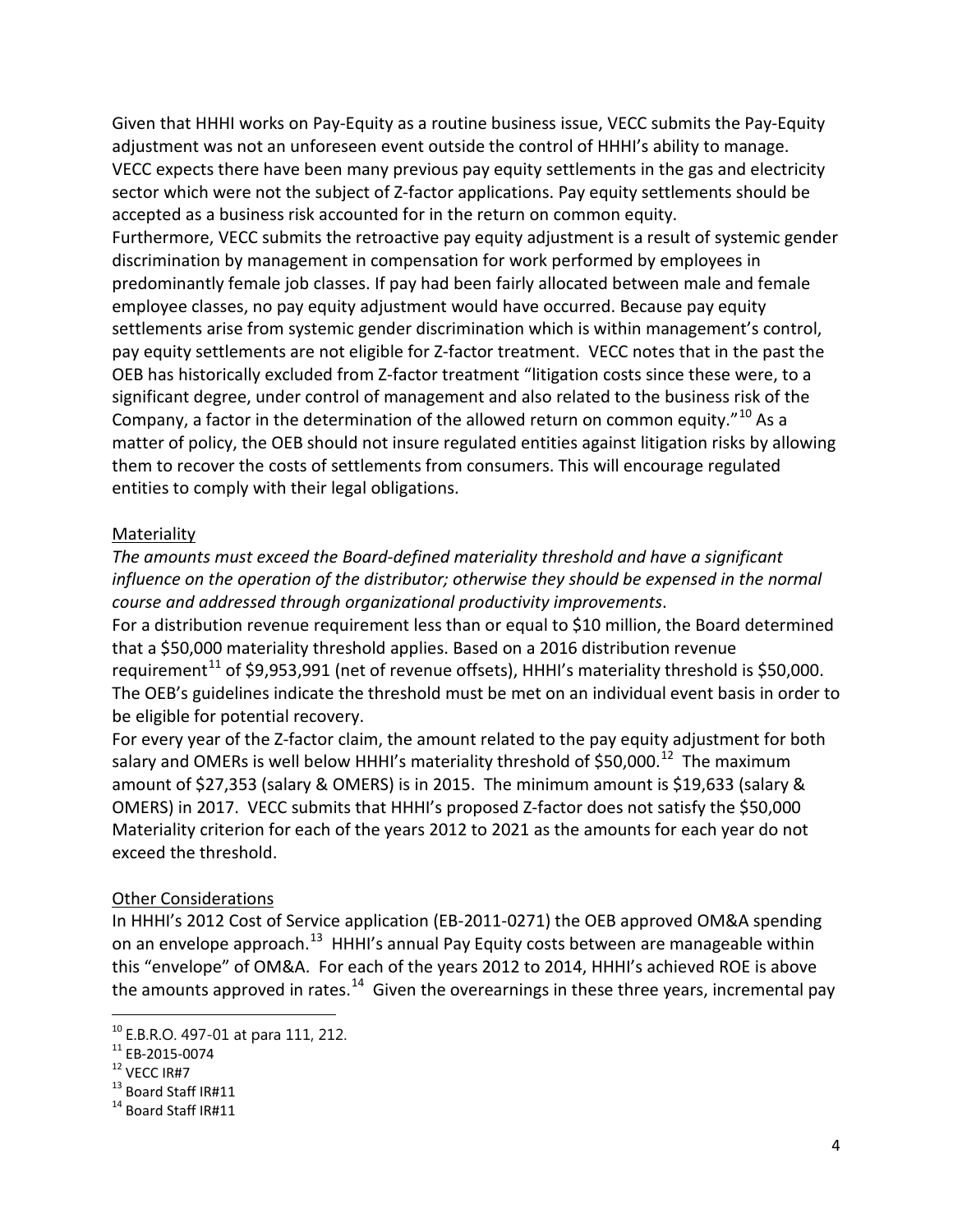Given that HHHI works on Pay-Equity as a routine business issue, VECC submits the Pay-Equity adjustment was not an unforeseen event outside the control of HHHI's ability to manage. VECC expects there have been many previous pay equity settlements in the gas and electricity sector which were not the subject of Z-factor applications. Pay equity settlements should be accepted as a business risk accounted for in the return on common equity.

Furthermore, VECC submits the retroactive pay equity adjustment is a result of systemic gender discrimination by management in compensation for work performed by employees in predominantly female job classes. If pay had been fairly allocated between male and female employee classes, no pay equity adjustment would have occurred. Because pay equity settlements arise from systemic gender discrimination which is within management's control, pay equity settlements are not eligible for Z-factor treatment. VECC notes that in the past the OEB has historically excluded from Z-factor treatment "litigation costs since these were, to a significant degree, under control of management and also related to the business risk of the Company, a factor in the determination of the allowed return on common equity."[10] As a matter of policy, the OEB should not insure regulated entities against litigation risks by allowing them to recover the costs of settlements from consumers. This will encourage regulated entities to comply with their legal obligations.

## Materiality

*The amounts must exceed the Board-defined materiality threshold and have a significant influence on the operation of the distributor; otherwise they should be expensed in the normal course and addressed through organizational productivity improvements.*

For a distribution revenue requirement less than or equal to $10 million, the Board determined that a $50,000 materiality threshold applies. Based on a 2016 distribution revenue requirement[11] of $9,953,991 (net of revenue offsets), HHHI's materiality threshold is $50,000. The OEB's guidelines indicate the threshold must be met on an individual event basis in order to be eligible for potential recovery.

For every year of the Z-factor claim, the amount related to the pay equity adjustment for both salary and OMERs is well below HHHI's materiality threshold of $50,000.[12] The maximum amount of $27,353 (salary & OMERS) is in 2015. The minimum amount is $19,633 (salary & OMERS) in 2017. VECC submits that HHHI's proposed Z-factor does not satisfy the $50,000 Materiality criterion for each of the years 2012 to 2021 as the amounts for each year do not exceed the threshold.

## Other Considerations

In HHHI's 2012 Cost of Service application (EB-2011-0271) the OEB approved OM&A spending on an envelope approach.[13] HHHI's annual Pay Equity costs between are manageable within this "envelope" of OM&A. For each of the years 2012 to 2014, HHHI's achieved ROE is above the amounts approved in rates.[14] Given the overearnings in these three years, incremental pay

---

[10] E.B.R.O. 497-01 at para 111, 212.

[11] EB-2015-0074

[12] VECC IR#7

[13] Board Staff IR#11

[14] Board Staff IR#11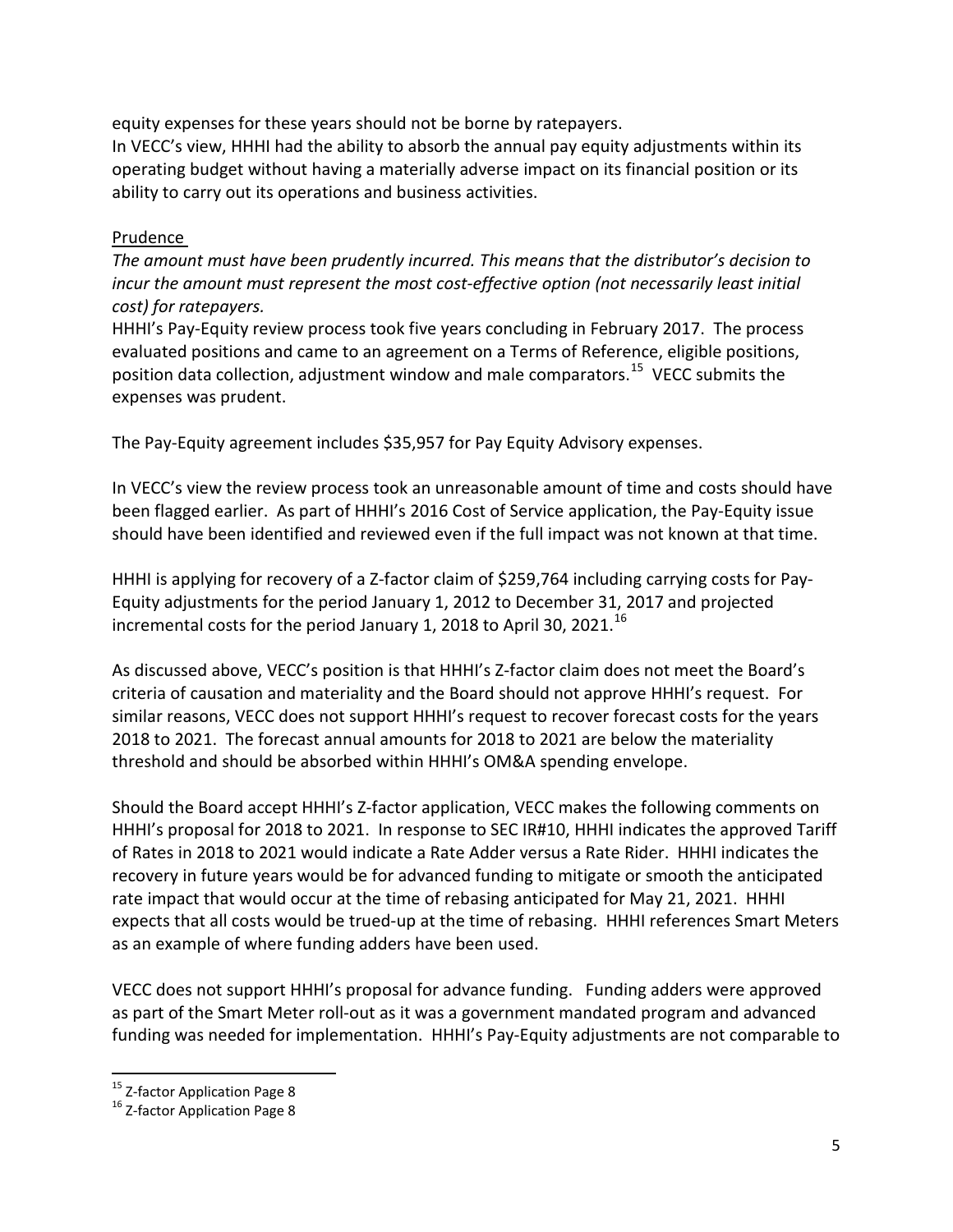equity expenses for these years should not be borne by ratepayers.

In VECC's view, HHHI had the ability to absorb the annual pay equity adjustments within its operating budget without having a materially adverse impact on its financial position or its ability to carry out its operations and business activities.

Prudence

*The amount must have been prudently incurred. This means that the distributor's decision to incur the amount must represent the most cost-effective option (not necessarily least initial cost) for ratepayers.*

HHHI's Pay-Equity review process took five years concluding in February 2017. The process evaluated positions and came to an agreement on a Terms of Reference, eligible positions, position data collection, adjustment window and male comparators.[15] VECC submits the expenses was prudent.

The Pay-Equity agreement includes $35,957 for Pay Equity Advisory expenses.

In VECC's view the review process took an unreasonable amount of time and costs should have been flagged earlier. As part of HHHI's 2016 Cost of Service application, the Pay-Equity issue should have been identified and reviewed even if the full impact was not known at that time.

HHHI is applying for recovery of a Z-factor claim of $259,764 including carrying costs for Pay-Equity adjustments for the period January 1, 2012 to December 31, 2017 and projected incremental costs for the period January 1, 2018 to April 30, 2021.[16]

As discussed above, VECC's position is that HHHI's Z-factor claim does not meet the Board's criteria of causation and materiality and the Board should not approve HHHI's request. For similar reasons, VECC does not support HHHI's request to recover forecast costs for the years 2018 to 2021. The forecast annual amounts for 2018 to 2021 are below the materiality threshold and should be absorbed within HHHI's OM&A spending envelope.

Should the Board accept HHHI's Z-factor application, VECC makes the following comments on HHHI's proposal for 2018 to 2021. In response to SEC IR#10, HHHI indicates the approved Tariff of Rates in 2018 to 2021 would indicate a Rate Adder versus a Rate Rider. HHHI indicates the recovery in future years would be for advanced funding to mitigate or smooth the anticipated rate impact that would occur at the time of rebasing anticipated for May 21, 2021. HHHI expects that all costs would be trued-up at the time of rebasing. HHHI references Smart Meters as an example of where funding adders have been used.

VECC does not support HHHI's proposal for advance funding. Funding adders were approved as part of the Smart Meter roll-out as it was a government mandated program and advanced funding was needed for implementation. HHHI's Pay-Equity adjustments are not comparable to

[15] Z-factor Application Page 8

[16] Z-factor Application Page 8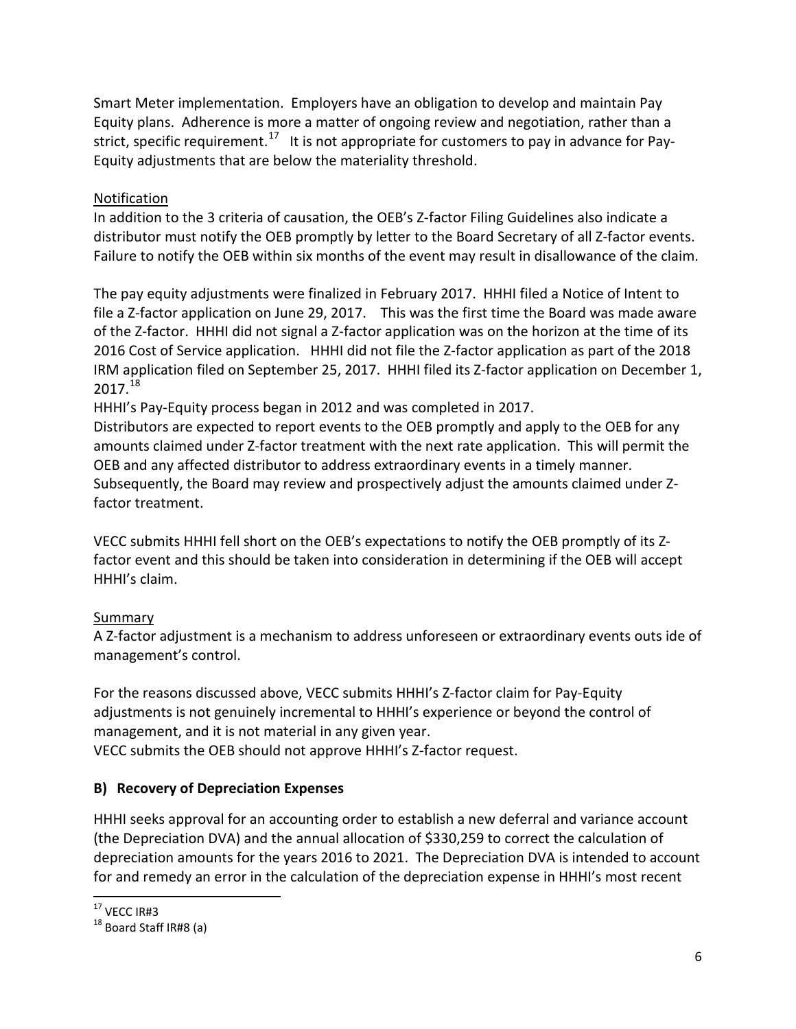Smart Meter implementation. Employers have an obligation to develop and maintain Pay Equity plans. Adherence is more a matter of ongoing review and negotiation, rather than a strict, specific requirement.[17] It is not appropriate for customers to pay in advance for Pay-Equity adjustments that are below the materiality threshold.

Notification

In addition to the 3 criteria of causation, the OEB's Z-factor Filing Guidelines also indicate a distributor must notify the OEB promptly by letter to the Board Secretary of all Z-factor events. Failure to notify the OEB within six months of the event may result in disallowance of the claim.

The pay equity adjustments were finalized in February 2017. HHHI filed a Notice of Intent to file a Z-factor application on June 29, 2017. This was the first time the Board was made aware of the Z-factor. HHHI did not signal a Z-factor application was on the horizon at the time of its 2016 Cost of Service application. HHHI did not file the Z-factor application as part of the 2018 IRM application filed on September 25, 2017. HHHI filed its Z-factor application on December 1, 2017.[18]

HHHI's Pay-Equity process began in 2012 and was completed in 2017.

Distributors are expected to report events to the OEB promptly and apply to the OEB for any amounts claimed under Z-factor treatment with the next rate application. This will permit the OEB and any affected distributor to address extraordinary events in a timely manner. Subsequently, the Board may review and prospectively adjust the amounts claimed under Z-factor treatment.

VECC submits HHHI fell short on the OEB's expectations to notify the OEB promptly of its Z-factor event and this should be taken into consideration in determining if the OEB will accept HHHI's claim.

Summary

A Z-factor adjustment is a mechanism to address unforeseen or extraordinary events outs ide of management's control.

For the reasons discussed above, VECC submits HHHI's Z-factor claim for Pay-Equity adjustments is not genuinely incremental to HHHI's experience or beyond the control of management, and it is not material in any given year.

VECC submits the OEB should not approve HHHI's Z-factor request.

## B) Recovery of Depreciation Expenses

HHHI seeks approval for an accounting order to establish a new deferral and variance account (the Depreciation DVA) and the annual allocation of $330,259 to correct the calculation of depreciation amounts for the years 2016 to 2021. The Depreciation DVA is intended to account for and remedy an error in the calculation of the depreciation expense in HHHI's most recent

---

[17] VECC IR#3

[18] Board Staff IR#8 (a)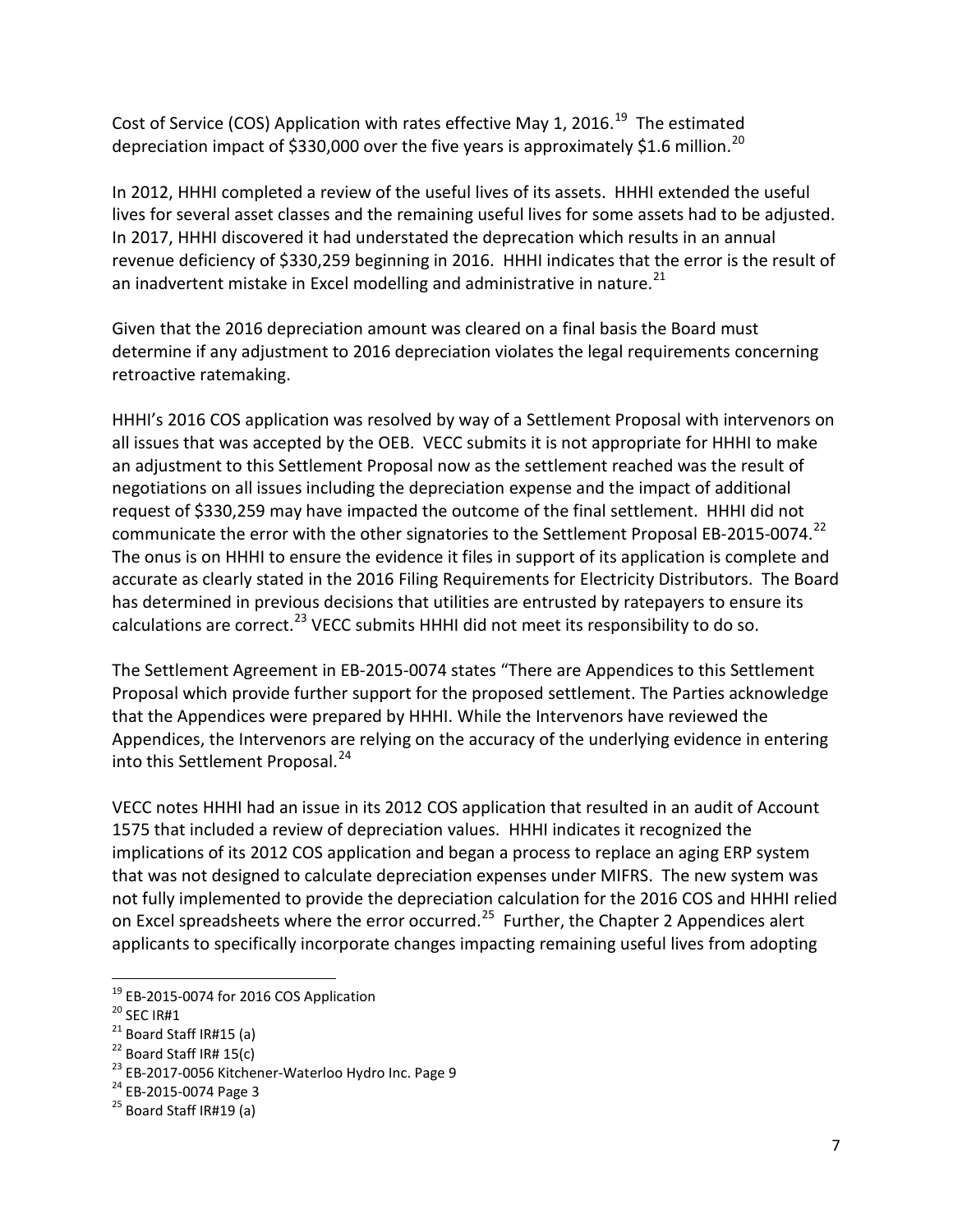Cost of Service (COS) Application with rates effective May 1, 2016.[19] The estimated depreciation impact of $330,000 over the five years is approximately $1.6 million.[20]

In 2012, HHHI completed a review of the useful lives of its assets. HHHI extended the useful lives for several asset classes and the remaining useful lives for some assets had to be adjusted. In 2017, HHHI discovered it had understated the deprecation which results in an annual revenue deficiency of $330,259 beginning in 2016. HHHI indicates that the error is the result of an inadvertent mistake in Excel modelling and administrative in nature.[21]

Given that the 2016 depreciation amount was cleared on a final basis the Board must determine if any adjustment to 2016 depreciation violates the legal requirements concerning retroactive ratemaking.

HHHI's 2016 COS application was resolved by way of a Settlement Proposal with intervenors on all issues that was accepted by the OEB. VECC submits it is not appropriate for HHHI to make an adjustment to this Settlement Proposal now as the settlement reached was the result of negotiations on all issues including the depreciation expense and the impact of additional request of $330,259 may have impacted the outcome of the final settlement. HHHI did not communicate the error with the other signatories to the Settlement Proposal EB-2015-0074.[22] The onus is on HHHI to ensure the evidence it files in support of its application is complete and accurate as clearly stated in the 2016 Filing Requirements for Electricity Distributors. The Board has determined in previous decisions that utilities are entrusted by ratepayers to ensure its calculations are correct.[23] VECC submits HHHI did not meet its responsibility to do so.

The Settlement Agreement in EB-2015-0074 states "There are Appendices to this Settlement Proposal which provide further support for the proposed settlement. The Parties acknowledge that the Appendices were prepared by HHHI. While the Intervenors have reviewed the Appendices, the Intervenors are relying on the accuracy of the underlying evidence in entering into this Settlement Proposal.[24]

VECC notes HHHI had an issue in its 2012 COS application that resulted in an audit of Account 1575 that included a review of depreciation values. HHHI indicates it recognized the implications of its 2012 COS application and began a process to replace an aging ERP system that was not designed to calculate depreciation expenses under MIFRS. The new system was not fully implemented to provide the depreciation calculation for the 2016 COS and HHHI relied on Excel spreadsheets where the error occurred.[25] Further, the Chapter 2 Appendices alert applicants to specifically incorporate changes impacting remaining useful lives from adopting

---

[19] EB-2015-0074 for 2016 COS Application

[20] SEC IR#1

[21] Board Staff IR#15 (a)

[22] Board Staff IR# 15(c)

[23] EB-2017-0056 Kitchener-Waterloo Hydro Inc. Page 9

[24] EB-2015-0074 Page 3

[25] Board Staff IR#19 (a)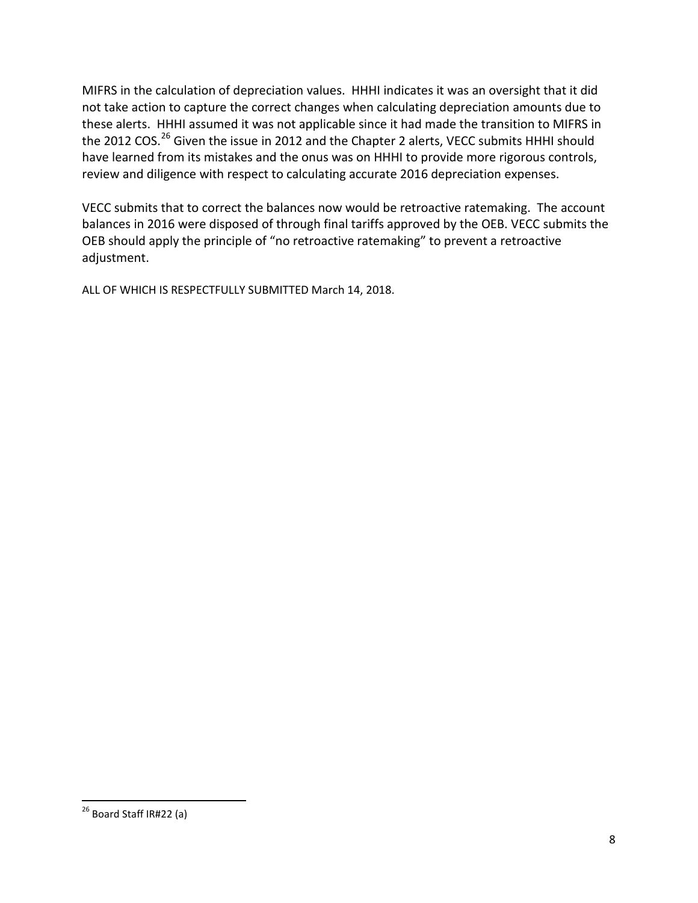MIFRS in the calculation of depreciation values. HHHI indicates it was an oversight that it did not take action to capture the correct changes when calculating depreciation amounts due to these alerts. HHHI assumed it was not applicable since it had made the transition to MIFRS in the 2012 COS.[26] Given the issue in 2012 and the Chapter 2 alerts, VECC submits HHHI should have learned from its mistakes and the onus was on HHHI to provide more rigorous controls, review and diligence with respect to calculating accurate 2016 depreciation expenses.

VECC submits that to correct the balances now would be retroactive ratemaking. The account balances in 2016 were disposed of through final tariffs approved by the OEB. VECC submits the OEB should apply the principle of "no retroactive ratemaking" to prevent a retroactive adjustment.

ALL OF WHICH IS RESPECTFULLY SUBMITTED March 14, 2018.

---

[26] Board Staff IR#22 (a)